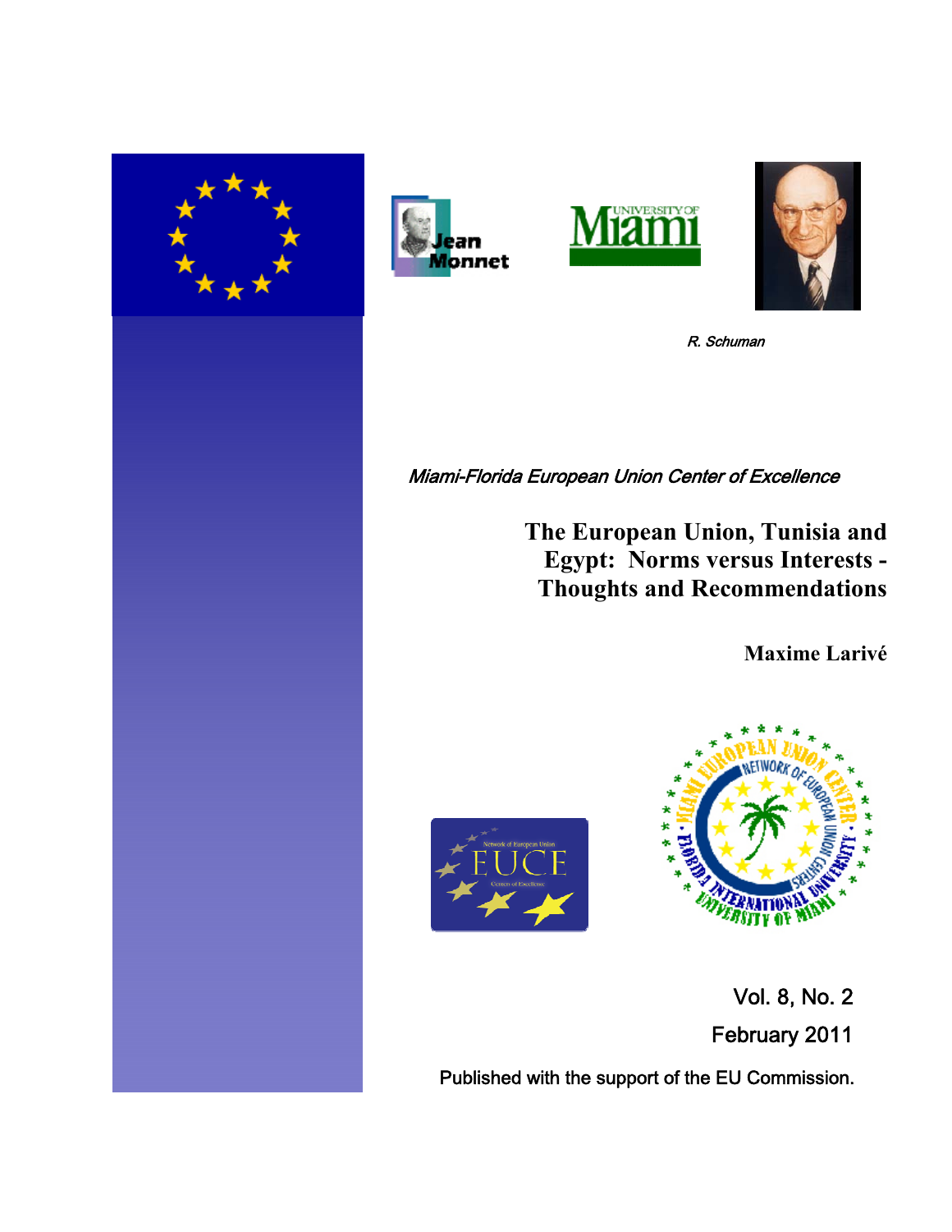R. Schuman

*Miami-Florida European Union Center of Excellence*

# The European Union, Tunisia and Egypt: Norms versus Interests - Thoughts and Recommendations

**Maxime Larivé**

Vol. 8, No. 2

February 2011

Published with the support of the EU Commission.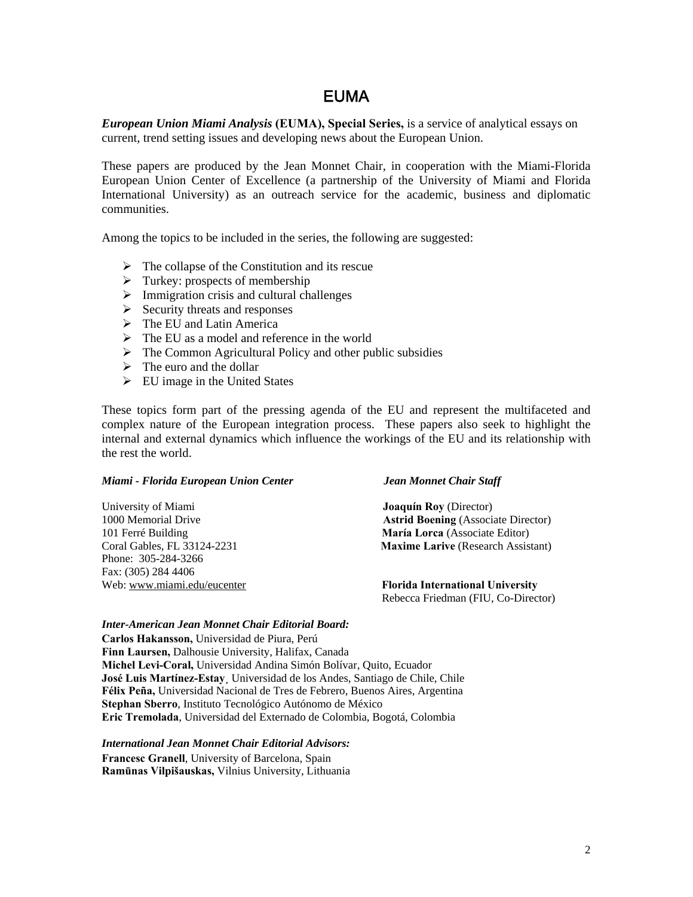# EUMA

***European Union Miami Analysis* (EUMA), Special Series,** is a service of analytical essays on current, trend setting issues and developing news about the European Union.

These papers are produced by the Jean Monnet Chair, in cooperation with the Miami-Florida European Union Center of Excellence (a partnership of the University of Miami and Florida International University) as an outreach service for the academic, business and diplomatic communities.

Among the topics to be included in the series, the following are suggested:

- The collapse of the Constitution and its rescue
- Turkey: prospects of membership
- Immigration crisis and cultural challenges
- Security threats and responses
- The EU and Latin America
- The EU as a model and reference in the world
- The Common Agricultural Policy and other public subsidies
- The euro and the dollar
- EU image in the United States

These topics form part of the pressing agenda of the EU and represent the multifaceted and complex nature of the European integration process. These papers also seek to highlight the internal and external dynamics which influence the workings of the EU and its relationship with the rest the world.

***Miami - Florida European Union Center***

University of Miami
1000 Memorial Drive
101 Ferré Building
Coral Gables, FL 33124-2231
Phone: 305-284-3266
Fax: (305) 284 4406
Web: www.miami.edu/eucenter

***Jean Monnet Chair Staff***

**Joaquín Roy** (Director)
**Astrid Boening** (Associate Director)
**María Lorca** (Associate Editor)
**Maxime Larive** (Research Assistant)

**Florida International University**
Rebecca Friedman (FIU, Co-Director)

***Inter-American Jean Monnet Chair Editorial Board:***

**Carlos Hakansson,** Universidad de Piura, Perú
**Finn Laursen,** Dalhousie University, Halifax, Canada
**Michel Levi-Coral,** Universidad Andina Simón Bolívar, Quito, Ecuador
**José Luis Martínez-Estay**¸ Universidad de los Andes, Santiago de Chile, Chile
**Félix Peña,** Universidad Nacional de Tres de Febrero, Buenos Aires, Argentina
**Stephan Sberro**, Instituto Tecnológico Autónomo de México
**Eric Tremolada**, Universidad del Externado de Colombia, Bogotá, Colombia

***International Jean Monnet Chair Editorial Advisors:***

**Francesc Granell**, University of Barcelona, Spain
**Ramūnas Vilpišauskas,** Vilnius University, Lithuania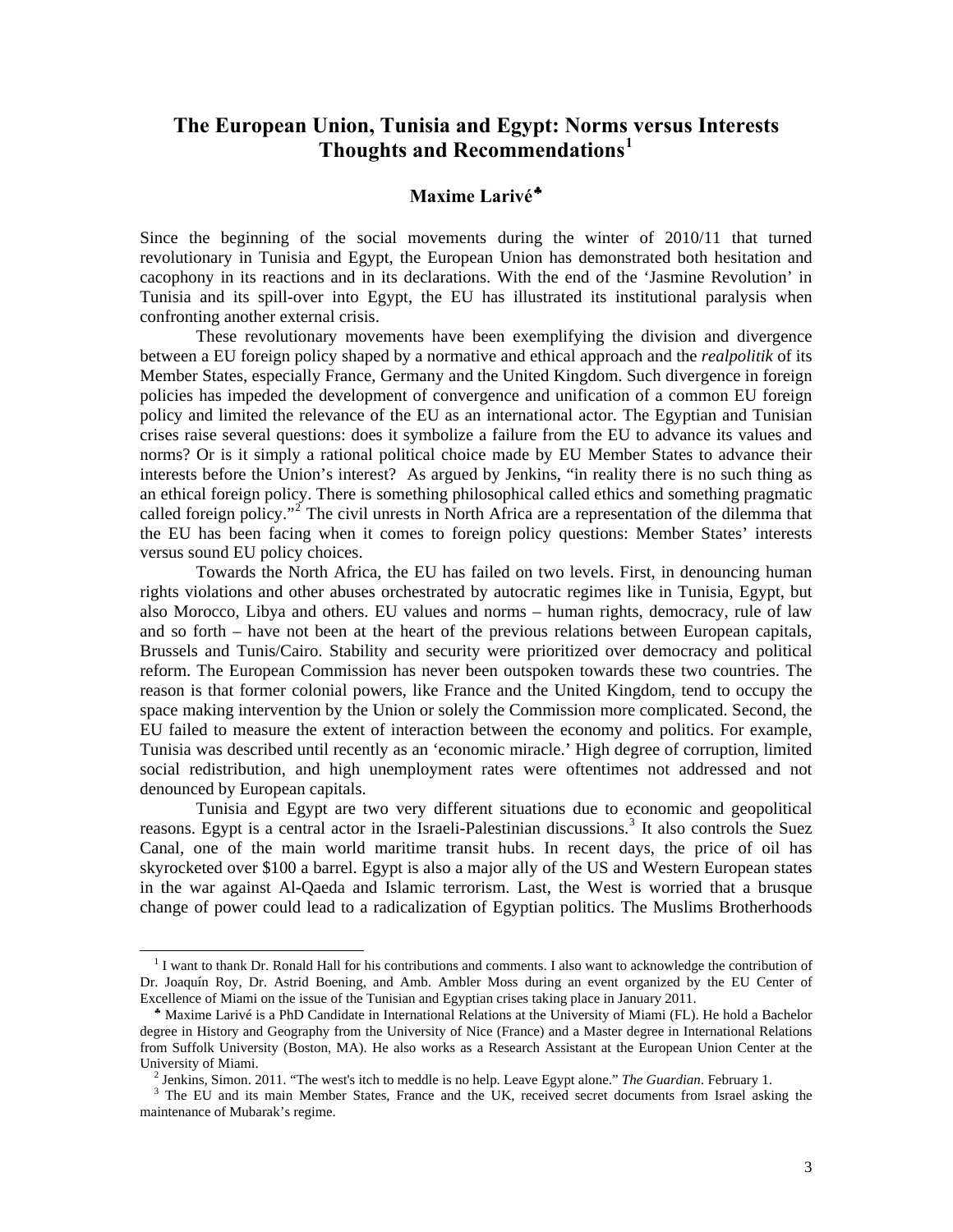# The European Union, Tunisia and Egypt: Norms versus Interests Thoughts and Recommendations[1]

**Maxime Larivé**[♣]

Since the beginning of the social movements during the winter of 2010/11 that turned revolutionary in Tunisia and Egypt, the European Union has demonstrated both hesitation and cacophony in its reactions and in its declarations. With the end of the 'Jasmine Revolution' in Tunisia and its spill-over into Egypt, the EU has illustrated its institutional paralysis when confronting another external crisis.

These revolutionary movements have been exemplifying the division and divergence between a EU foreign policy shaped by a normative and ethical approach and the *realpolitik* of its Member States, especially France, Germany and the United Kingdom. Such divergence in foreign policies has impeded the development of convergence and unification of a common EU foreign policy and limited the relevance of the EU as an international actor. The Egyptian and Tunisian crises raise several questions: does it symbolize a failure from the EU to advance its values and norms? Or is it simply a rational political choice made by EU Member States to advance their interests before the Union's interest? As argued by Jenkins, "in reality there is no such thing as an ethical foreign policy. There is something philosophical called ethics and something pragmatic called foreign policy."[2] The civil unrests in North Africa are a representation of the dilemma that the EU has been facing when it comes to foreign policy questions: Member States' interests versus sound EU policy choices.

Towards the North Africa, the EU has failed on two levels. First, in denouncing human rights violations and other abuses orchestrated by autocratic regimes like in Tunisia, Egypt, but also Morocco, Libya and others. EU values and norms – human rights, democracy, rule of law and so forth – have not been at the heart of the previous relations between European capitals, Brussels and Tunis/Cairo. Stability and security were prioritized over democracy and political reform. The European Commission has never been outspoken towards these two countries. The reason is that former colonial powers, like France and the United Kingdom, tend to occupy the space making intervention by the Union or solely the Commission more complicated. Second, the EU failed to measure the extent of interaction between the economy and politics. For example, Tunisia was described until recently as an 'economic miracle.' High degree of corruption, limited social redistribution, and high unemployment rates were oftentimes not addressed and not denounced by European capitals.

Tunisia and Egypt are two very different situations due to economic and geopolitical reasons. Egypt is a central actor in the Israeli-Palestinian discussions.[3] It also controls the Suez Canal, one of the main world maritime transit hubs. In recent days, the price of oil has skyrocketed over $100 a barrel. Egypt is also a major ally of the US and Western European states in the war against Al-Qaeda and Islamic terrorism. Last, the West is worried that a brusque change of power could lead to a radicalization of Egyptian politics. The Muslims Brotherhoods

---

[1] I want to thank Dr. Ronald Hall for his contributions and comments. I also want to acknowledge the contribution of Dr. Joaquín Roy, Dr. Astrid Boening, and Amb. Ambler Moss during an event organized by the EU Center of Excellence of Miami on the issue of the Tunisian and Egyptian crises taking place in January 2011.

[♣] Maxime Larivé is a PhD Candidate in International Relations at the University of Miami (FL). He hold a Bachelor degree in History and Geography from the University of Nice (France) and a Master degree in International Relations from Suffolk University (Boston, MA). He also works as a Research Assistant at the European Union Center at the University of Miami.

[2] Jenkins, Simon. 2011. "The west's itch to meddle is no help. Leave Egypt alone." *The Guardian*. February 1.

[3] The EU and its main Member States, France and the UK, received secret documents from Israel asking the maintenance of Mubarak's regime.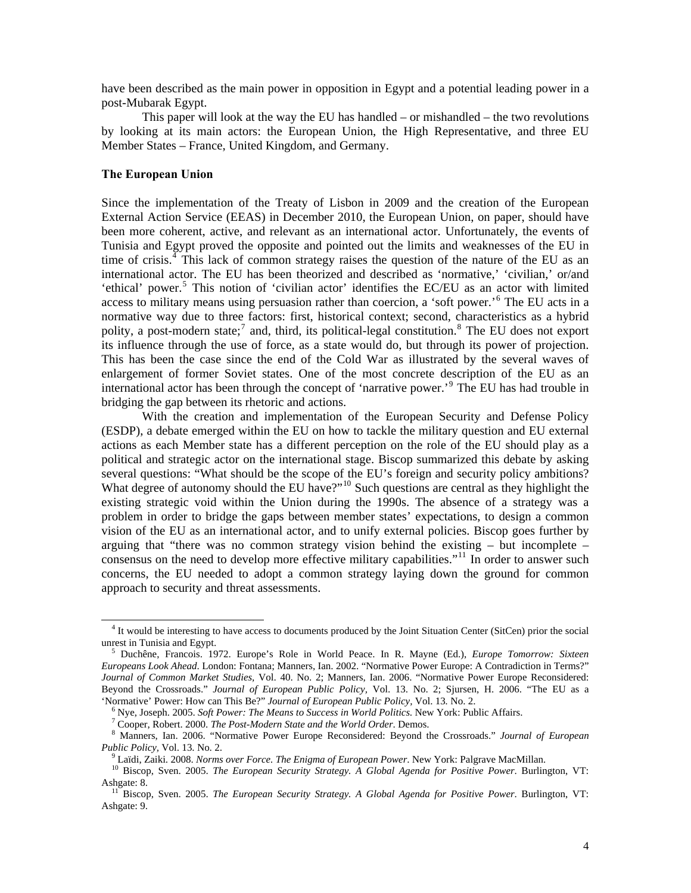have been described as the main power in opposition in Egypt and a potential leading power in a post-Mubarak Egypt.

This paper will look at the way the EU has handled – or mishandled – the two revolutions by looking at its main actors: the European Union, the High Representative, and three EU Member States – France, United Kingdom, and Germany.

**The European Union**

Since the implementation of the Treaty of Lisbon in 2009 and the creation of the European External Action Service (EEAS) in December 2010, the European Union, on paper, should have been more coherent, active, and relevant as an international actor. Unfortunately, the events of Tunisia and Egypt proved the opposite and pointed out the limits and weaknesses of the EU in time of crisis.[4] This lack of common strategy raises the question of the nature of the EU as an international actor. The EU has been theorized and described as 'normative,' 'civilian,' or/and 'ethical' power.[5] This notion of 'civilian actor' identifies the EC/EU as an actor with limited access to military means using persuasion rather than coercion, a 'soft power.'[6] The EU acts in a normative way due to three factors: first, historical context; second, characteristics as a hybrid polity, a post-modern state;[7] and, third, its political-legal constitution.[8] The EU does not export its influence through the use of force, as a state would do, but through its power of projection. This has been the case since the end of the Cold War as illustrated by the several waves of enlargement of former Soviet states. One of the most concrete description of the EU as an international actor has been through the concept of 'narrative power.'[9] The EU has had trouble in bridging the gap between its rhetoric and actions.

With the creation and implementation of the European Security and Defense Policy (ESDP), a debate emerged within the EU on how to tackle the military question and EU external actions as each Member state has a different perception on the role of the EU should play as a political and strategic actor on the international stage. Biscop summarized this debate by asking several questions: "What should be the scope of the EU's foreign and security policy ambitions? What degree of autonomy should the EU have?"[10] Such questions are central as they highlight the existing strategic void within the Union during the 1990s. The absence of a strategy was a problem in order to bridge the gaps between member states' expectations, to design a common vision of the EU as an international actor, and to unify external policies. Biscop goes further by arguing that "there was no common strategy vision behind the existing – but incomplete – consensus on the need to develop more effective military capabilities."[11] In order to answer such concerns, the EU needed to adopt a common strategy laying down the ground for common approach to security and threat assessments.

---

[4] It would be interesting to have access to documents produced by the Joint Situation Center (SitCen) prior the social unrest in Tunisia and Egypt.

[5] Duchêne, Francois. 1972. Europe's Role in World Peace. In R. Mayne (Ed.), *Europe Tomorrow: Sixteen Europeans Look Ahead*. London: Fontana; Manners, Ian. 2002. "Normative Power Europe: A Contradiction in Terms?" *Journal of Common Market Studies*, Vol. 40. No. 2; Manners, Ian. 2006. "Normative Power Europe Reconsidered: Beyond the Crossroads." *Journal of European Public Policy*, Vol. 13. No. 2; Sjursen, H. 2006. "The EU as a 'Normative' Power: How can This Be?" *Journal of European Public Policy*, Vol. 13. No. 2.

[6] Nye, Joseph. 2005. *Soft Power: The Means to Success in World Politics*. New York: Public Affairs.

[7] Cooper, Robert. 2000. *The Post-Modern State and the World Order*. Demos.

[8] Manners, Ian. 2006. "Normative Power Europe Reconsidered: Beyond the Crossroads." *Journal of European Public Policy*, Vol. 13. No. 2.

[9] Laïdi, Zaiki. 2008. *Norms over Force. The Enigma of European Power*. New York: Palgrave MacMillan.

[10] Biscop, Sven. 2005. *The European Security Strategy. A Global Agenda for Positive Power*. Burlington, VT: Ashgate: 8.

[11] Biscop, Sven. 2005. *The European Security Strategy. A Global Agenda for Positive Power*. Burlington, VT: Ashgate: 9.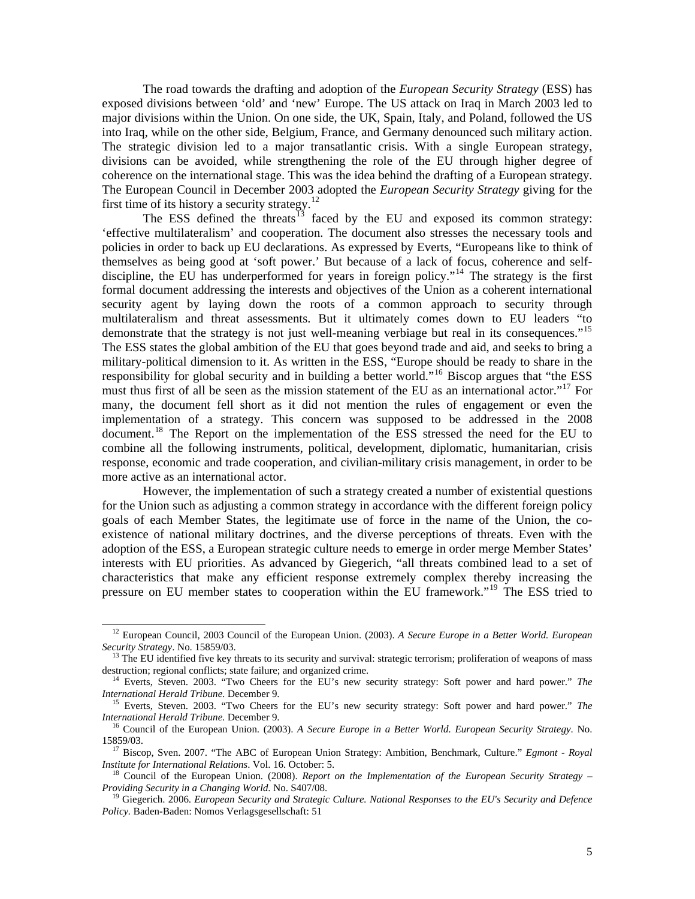The road towards the drafting and adoption of the *European Security Strategy* (ESS) has exposed divisions between 'old' and 'new' Europe. The US attack on Iraq in March 2003 led to major divisions within the Union. On one side, the UK, Spain, Italy, and Poland, followed the US into Iraq, while on the other side, Belgium, France, and Germany denounced such military action. The strategic division led to a major transatlantic crisis. With a single European strategy, divisions can be avoided, while strengthening the role of the EU through higher degree of coherence on the international stage. This was the idea behind the drafting of a European strategy. The European Council in December 2003 adopted the *European Security Strategy* giving for the first time of its history a security strategy.[12]

The ESS defined the threats[13] faced by the EU and exposed its common strategy: 'effective multilateralism' and cooperation. The document also stresses the necessary tools and policies in order to back up EU declarations. As expressed by Everts, "Europeans like to think of themselves as being good at 'soft power.' But because of a lack of focus, coherence and self-discipline, the EU has underperformed for years in foreign policy."[14] The strategy is the first formal document addressing the interests and objectives of the Union as a coherent international security agent by laying down the roots of a common approach to security through multilateralism and threat assessments. But it ultimately comes down to EU leaders "to demonstrate that the strategy is not just well-meaning verbiage but real in its consequences."[15] The ESS states the global ambition of the EU that goes beyond trade and aid, and seeks to bring a military-political dimension to it. As written in the ESS, "Europe should be ready to share in the responsibility for global security and in building a better world."[16] Biscop argues that "the ESS must thus first of all be seen as the mission statement of the EU as an international actor."[17] For many, the document fell short as it did not mention the rules of engagement or even the implementation of a strategy. This concern was supposed to be addressed in the 2008 document.[18] The Report on the implementation of the ESS stressed the need for the EU to combine all the following instruments, political, development, diplomatic, humanitarian, crisis response, economic and trade cooperation, and civilian-military crisis management, in order to be more active as an international actor.

However, the implementation of such a strategy created a number of existential questions for the Union such as adjusting a common strategy in accordance with the different foreign policy goals of each Member States, the legitimate use of force in the name of the Union, the co-existence of national military doctrines, and the diverse perceptions of threats. Even with the adoption of the ESS, a European strategic culture needs to emerge in order merge Member States' interests with EU priorities. As advanced by Giegerich, "all threats combined lead to a set of characteristics that make any efficient response extremely complex thereby increasing the pressure on EU member states to cooperation within the EU framework."[19] The ESS tried to

---

[12] European Council, 2003 Council of the European Union. (2003). *A Secure Europe in a Better World. European Security Strategy*. No. 15859/03.

[13] The EU identified five key threats to its security and survival: strategic terrorism; proliferation of weapons of mass destruction; regional conflicts; state failure; and organized crime.

[14] Everts, Steven. 2003. "Two Cheers for the EU's new security strategy: Soft power and hard power." *The International Herald Tribune*. December 9.

[15] Everts, Steven. 2003. "Two Cheers for the EU's new security strategy: Soft power and hard power." *The International Herald Tribune*. December 9.

[16] Council of the European Union. (2003). *A Secure Europe in a Better World. European Security Strategy*. No. 15859/03.

[17] Biscop, Sven. 2007. "The ABC of European Union Strategy: Ambition, Benchmark, Culture." *Egmont - Royal Institute for International Relations*. Vol. 16. October: 5.

[18] Council of the European Union. (2008). *Report on the Implementation of the European Security Strategy – Providing Security in a Changing World*. No. S407/08.

[19] Giegerich. 2006. *European Security and Strategic Culture. National Responses to the EU's Security and Defence Policy*. Baden-Baden: Nomos Verlagsgesellschaft: 51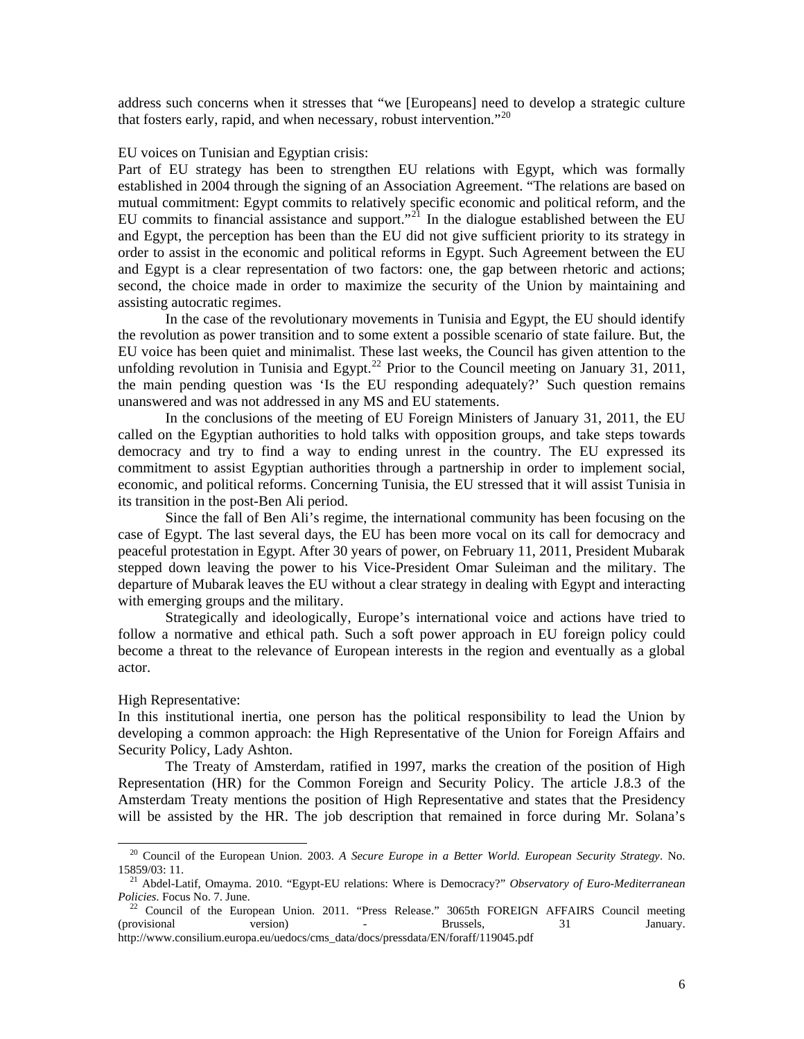address such concerns when it stresses that "we [Europeans] need to develop a strategic culture that fosters early, rapid, and when necessary, robust intervention."[20]

EU voices on Tunisian and Egyptian crisis:

Part of EU strategy has been to strengthen EU relations with Egypt, which was formally established in 2004 through the signing of an Association Agreement. "The relations are based on mutual commitment: Egypt commits to relatively specific economic and political reform, and the EU commits to financial assistance and support."[21] In the dialogue established between the EU and Egypt, the perception has been than the EU did not give sufficient priority to its strategy in order to assist in the economic and political reforms in Egypt. Such Agreement between the EU and Egypt is a clear representation of two factors: one, the gap between rhetoric and actions; second, the choice made in order to maximize the security of the Union by maintaining and assisting autocratic regimes.

In the case of the revolutionary movements in Tunisia and Egypt, the EU should identify the revolution as power transition and to some extent a possible scenario of state failure. But, the EU voice has been quiet and minimalist. These last weeks, the Council has given attention to the unfolding revolution in Tunisia and Egypt.[22] Prior to the Council meeting on January 31, 2011, the main pending question was 'Is the EU responding adequately?' Such question remains unanswered and was not addressed in any MS and EU statements.

In the conclusions of the meeting of EU Foreign Ministers of January 31, 2011, the EU called on the Egyptian authorities to hold talks with opposition groups, and take steps towards democracy and try to find a way to ending unrest in the country. The EU expressed its commitment to assist Egyptian authorities through a partnership in order to implement social, economic, and political reforms. Concerning Tunisia, the EU stressed that it will assist Tunisia in its transition in the post-Ben Ali period.

Since the fall of Ben Ali's regime, the international community has been focusing on the case of Egypt. The last several days, the EU has been more vocal on its call for democracy and peaceful protestation in Egypt. After 30 years of power, on February 11, 2011, President Mubarak stepped down leaving the power to his Vice-President Omar Suleiman and the military. The departure of Mubarak leaves the EU without a clear strategy in dealing with Egypt and interacting with emerging groups and the military.

Strategically and ideologically, Europe's international voice and actions have tried to follow a normative and ethical path. Such a soft power approach in EU foreign policy could become a threat to the relevance of European interests in the region and eventually as a global actor.

High Representative:

In this institutional inertia, one person has the political responsibility to lead the Union by developing a common approach: the High Representative of the Union for Foreign Affairs and Security Policy, Lady Ashton.

The Treaty of Amsterdam, ratified in 1997, marks the creation of the position of High Representation (HR) for the Common Foreign and Security Policy. The article J.8.3 of the Amsterdam Treaty mentions the position of High Representative and states that the Presidency will be assisted by the HR. The job description that remained in force during Mr. Solana's

---

[20] Council of the European Union. 2003. *A Secure Europe in a Better World. European Security Strategy*. No. 15859/03: 11.

[21] Abdel-Latif, Omayma. 2010. "Egypt-EU relations: Where is Democracy?" *Observatory of Euro-Mediterranean Policies*. Focus No. 7. June.

[22] Council of the European Union. 2011. "Press Release." 3065th FOREIGN AFFAIRS Council meeting (provisional version) - Brussels, 31 January. http://www.consilium.europa.eu/uedocs/cms_data/docs/pressdata/EN/foraff/119045.pdf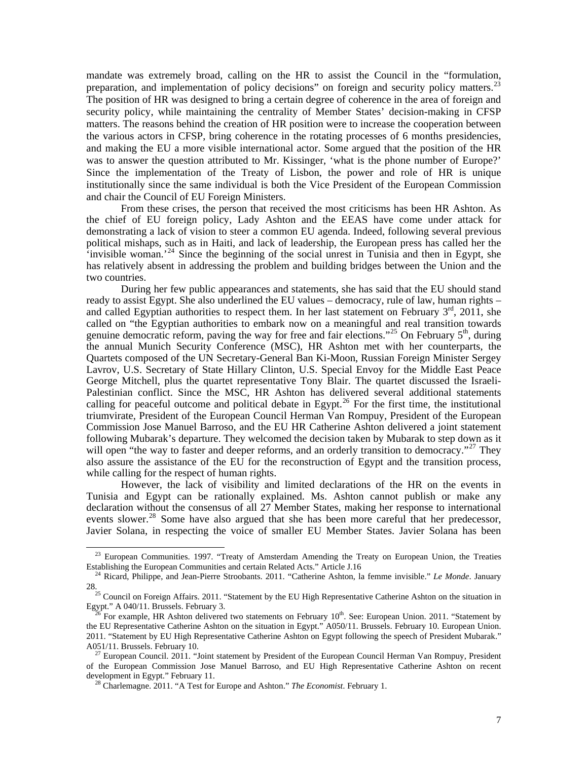mandate was extremely broad, calling on the HR to assist the Council in the "formulation, preparation, and implementation of policy decisions" on foreign and security policy matters.[23] The position of HR was designed to bring a certain degree of coherence in the area of foreign and security policy, while maintaining the centrality of Member States' decision-making in CFSP matters. The reasons behind the creation of HR position were to increase the cooperation between the various actors in CFSP, bring coherence in the rotating processes of 6 months presidencies, and making the EU a more visible international actor. Some argued that the position of the HR was to answer the question attributed to Mr. Kissinger, 'what is the phone number of Europe?' Since the implementation of the Treaty of Lisbon, the power and role of HR is unique institutionally since the same individual is both the Vice President of the European Commission and chair the Council of EU Foreign Ministers.

From these crises, the person that received the most criticisms has been HR Ashton. As the chief of EU foreign policy, Lady Ashton and the EEAS have come under attack for demonstrating a lack of vision to steer a common EU agenda. Indeed, following several previous political mishaps, such as in Haiti, and lack of leadership, the European press has called her the 'invisible woman.'[24] Since the beginning of the social unrest in Tunisia and then in Egypt, she has relatively absent in addressing the problem and building bridges between the Union and the two countries.

During her few public appearances and statements, she has said that the EU should stand ready to assist Egypt. She also underlined the EU values – democracy, rule of law, human rights – and called Egyptian authorities to respect them. In her last statement on February 3rd, 2011, she called on "the Egyptian authorities to embark now on a meaningful and real transition towards genuine democratic reform, paving the way for free and fair elections."[25] On February 5th, during the annual Munich Security Conference (MSC), HR Ashton met with her counterparts, the Quartets composed of the UN Secretary-General Ban Ki-Moon, Russian Foreign Minister Sergey Lavrov, U.S. Secretary of State Hillary Clinton, U.S. Special Envoy for the Middle East Peace George Mitchell, plus the quartet representative Tony Blair. The quartet discussed the Israeli-Palestinian conflict. Since the MSC, HR Ashton has delivered several additional statements calling for peaceful outcome and political debate in Egypt.[26] For the first time, the institutional triumvirate, President of the European Council Herman Van Rompuy, President of the European Commission Jose Manuel Barroso, and the EU HR Catherine Ashton delivered a joint statement following Mubarak's departure. They welcomed the decision taken by Mubarak to step down as it will open "the way to faster and deeper reforms, and an orderly transition to democracy."[27] They also assure the assistance of the EU for the reconstruction of Egypt and the transition process, while calling for the respect of human rights.

However, the lack of visibility and limited declarations of the HR on the events in Tunisia and Egypt can be rationally explained. Ms. Ashton cannot publish or make any declaration without the consensus of all 27 Member States, making her response to international events slower.[28] Some have also argued that she has been more careful that her predecessor, Javier Solana, in respecting the voice of smaller EU Member States. Javier Solana has been

---

[23] European Communities. 1997. "Treaty of Amsterdam Amending the Treaty on European Union, the Treaties Establishing the European Communities and certain Related Acts." Article J.16

[24] Ricard, Philippe, and Jean-Pierre Stroobants. 2011. "Catherine Ashton, la femme invisible." *Le Monde*. January 28.

[25] Council on Foreign Affairs. 2011. "Statement by the EU High Representative Catherine Ashton on the situation in Egypt." A 040/11. Brussels. February 3.

[26] For example, HR Ashton delivered two statements on February 10th. See: European Union. 2011. "Statement by the EU Representative Catherine Ashton on the situation in Egypt." A050/11. Brussels. February 10. European Union. 2011. "Statement by EU High Representative Catherine Ashton on Egypt following the speech of President Mubarak." A051/11. Brussels. February 10.

[27] European Council. 2011. "Joint statement by President of the European Council Herman Van Rompuy, President of the European Commission Jose Manuel Barroso, and EU High Representative Catherine Ashton on recent development in Egypt." February 11.

[28] Charlemagne. 2011. "A Test for Europe and Ashton." *The Economist*. February 1.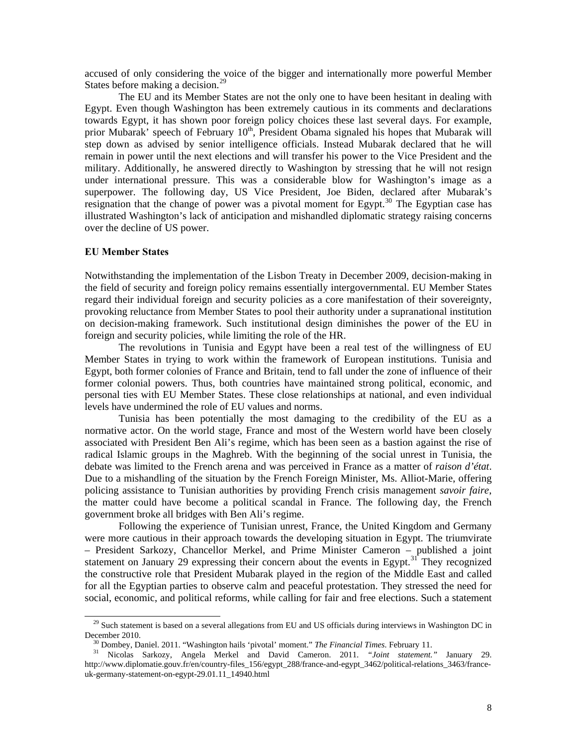accused of only considering the voice of the bigger and internationally more powerful Member States before making a decision.[29]

The EU and its Member States are not the only one to have been hesitant in dealing with Egypt. Even though Washington has been extremely cautious in its comments and declarations towards Egypt, it has shown poor foreign policy choices these last several days. For example, prior Mubarak' speech of February 10th, President Obama signaled his hopes that Mubarak will step down as advised by senior intelligence officials. Instead Mubarak declared that he will remain in power until the next elections and will transfer his power to the Vice President and the military. Additionally, he answered directly to Washington by stressing that he will not resign under international pressure. This was a considerable blow for Washington's image as a superpower. The following day, US Vice President, Joe Biden, declared after Mubarak's resignation that the change of power was a pivotal moment for Egypt.[30] The Egyptian case has illustrated Washington's lack of anticipation and mishandled diplomatic strategy raising concerns over the decline of US power.

**EU Member States**

Notwithstanding the implementation of the Lisbon Treaty in December 2009, decision-making in the field of security and foreign policy remains essentially intergovernmental. EU Member States regard their individual foreign and security policies as a core manifestation of their sovereignty, provoking reluctance from Member States to pool their authority under a supranational institution on decision-making framework. Such institutional design diminishes the power of the EU in foreign and security policies, while limiting the role of the HR.

The revolutions in Tunisia and Egypt have been a real test of the willingness of EU Member States in trying to work within the framework of European institutions. Tunisia and Egypt, both former colonies of France and Britain, tend to fall under the zone of influence of their former colonial powers. Thus, both countries have maintained strong political, economic, and personal ties with EU Member States. These close relationships at national, and even individual levels have undermined the role of EU values and norms.

Tunisia has been potentially the most damaging to the credibility of the EU as a normative actor. On the world stage, France and most of the Western world have been closely associated with President Ben Ali's regime, which has been seen as a bastion against the rise of radical Islamic groups in the Maghreb. With the beginning of the social unrest in Tunisia, the debate was limited to the French arena and was perceived in France as a matter of *raison d'état*. Due to a mishandling of the situation by the French Foreign Minister, Ms. Alliot-Marie, offering policing assistance to Tunisian authorities by providing French crisis management *savoir faire*, the matter could have become a political scandal in France. The following day, the French government broke all bridges with Ben Ali's regime.

Following the experience of Tunisian unrest, France, the United Kingdom and Germany were more cautious in their approach towards the developing situation in Egypt. The triumvirate – President Sarkozy, Chancellor Merkel, and Prime Minister Cameron – published a joint statement on January 29 expressing their concern about the events in Egypt.[31] They recognized the constructive role that President Mubarak played in the region of the Middle East and called for all the Egyptian parties to observe calm and peaceful protestation. They stressed the need for social, economic, and political reforms, while calling for fair and free elections. Such a statement

---

[29] Such statement is based on a several allegations from EU and US officials during interviews in Washington DC in December 2010.

[30] Dombey, Daniel. 2011. "Washington hails 'pivotal' moment." *The Financial Times.* February 11.

[31] Nicolas Sarkozy, Angela Merkel and David Cameron. 2011. *"Joint statement."* January 29. http://www.diplomatie.gouv.fr/en/country-files_156/egypt_288/france-and-egypt_3462/political-relations_3463/france-uk-germany-statement-on-egypt-29.01.11_14940.html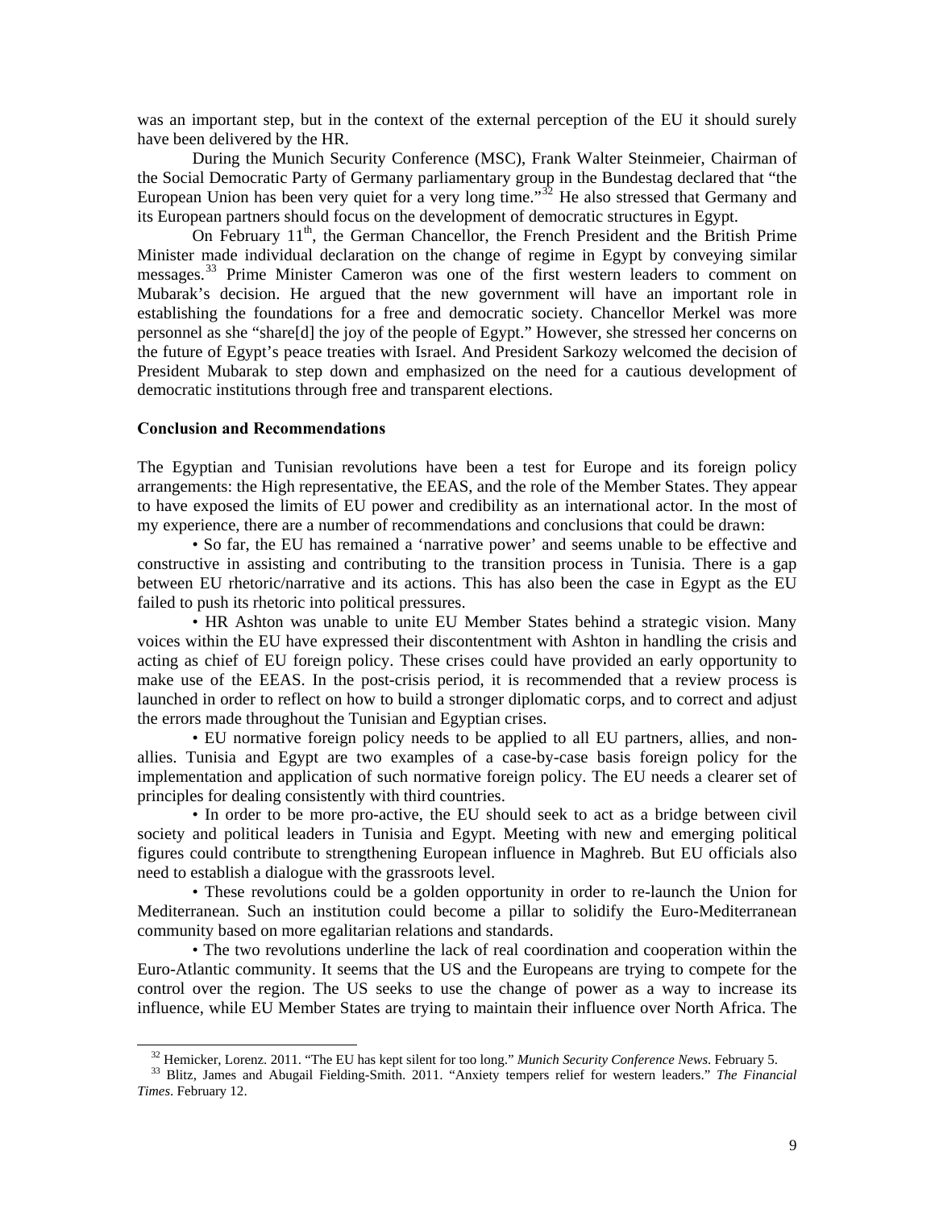was an important step, but in the context of the external perception of the EU it should surely have been delivered by the HR.

During the Munich Security Conference (MSC), Frank Walter Steinmeier, Chairman of the Social Democratic Party of Germany parliamentary group in the Bundestag declared that "the European Union has been very quiet for a very long time."[32] He also stressed that Germany and its European partners should focus on the development of democratic structures in Egypt.

On February 11th, the German Chancellor, the French President and the British Prime Minister made individual declaration on the change of regime in Egypt by conveying similar messages.[33] Prime Minister Cameron was one of the first western leaders to comment on Mubarak's decision. He argued that the new government will have an important role in establishing the foundations for a free and democratic society. Chancellor Merkel was more personnel as she "share[d] the joy of the people of Egypt." However, she stressed her concerns on the future of Egypt's peace treaties with Israel. And President Sarkozy welcomed the decision of President Mubarak to step down and emphasized on the need for a cautious development of democratic institutions through free and transparent elections.

**Conclusion and Recommendations**

The Egyptian and Tunisian revolutions have been a test for Europe and its foreign policy arrangements: the High representative, the EEAS, and the role of the Member States. They appear to have exposed the limits of EU power and credibility as an international actor. In the most of my experience, there are a number of recommendations and conclusions that could be drawn:

- So far, the EU has remained a 'narrative power' and seems unable to be effective and constructive in assisting and contributing to the transition process in Tunisia. There is a gap between EU rhetoric/narrative and its actions. This has also been the case in Egypt as the EU failed to push its rhetoric into political pressures.
- HR Ashton was unable to unite EU Member States behind a strategic vision. Many voices within the EU have expressed their discontentment with Ashton in handling the crisis and acting as chief of EU foreign policy. These crises could have provided an early opportunity to make use of the EEAS. In the post-crisis period, it is recommended that a review process is launched in order to reflect on how to build a stronger diplomatic corps, and to correct and adjust the errors made throughout the Tunisian and Egyptian crises.
- EU normative foreign policy needs to be applied to all EU partners, allies, and non-allies. Tunisia and Egypt are two examples of a case-by-case basis foreign policy for the implementation and application of such normative foreign policy. The EU needs a clearer set of principles for dealing consistently with third countries.
- In order to be more pro-active, the EU should seek to act as a bridge between civil society and political leaders in Tunisia and Egypt. Meeting with new and emerging political figures could contribute to strengthening European influence in Maghreb. But EU officials also need to establish a dialogue with the grassroots level.
- These revolutions could be a golden opportunity in order to re-launch the Union for Mediterranean. Such an institution could become a pillar to solidify the Euro-Mediterranean community based on more egalitarian relations and standards.
- The two revolutions underline the lack of real coordination and cooperation within the Euro-Atlantic community. It seems that the US and the Europeans are trying to compete for the control over the region. The US seeks to use the change of power as a way to increase its influence, while EU Member States are trying to maintain their influence over North Africa. The

---

[32] Hemicker, Lorenz. 2011. "The EU has kept silent for too long." *Munich Security Conference News*. February 5.

[33] Blitz, James and Abugail Fielding-Smith. 2011. "Anxiety tempers relief for western leaders." *The Financial Times*. February 12.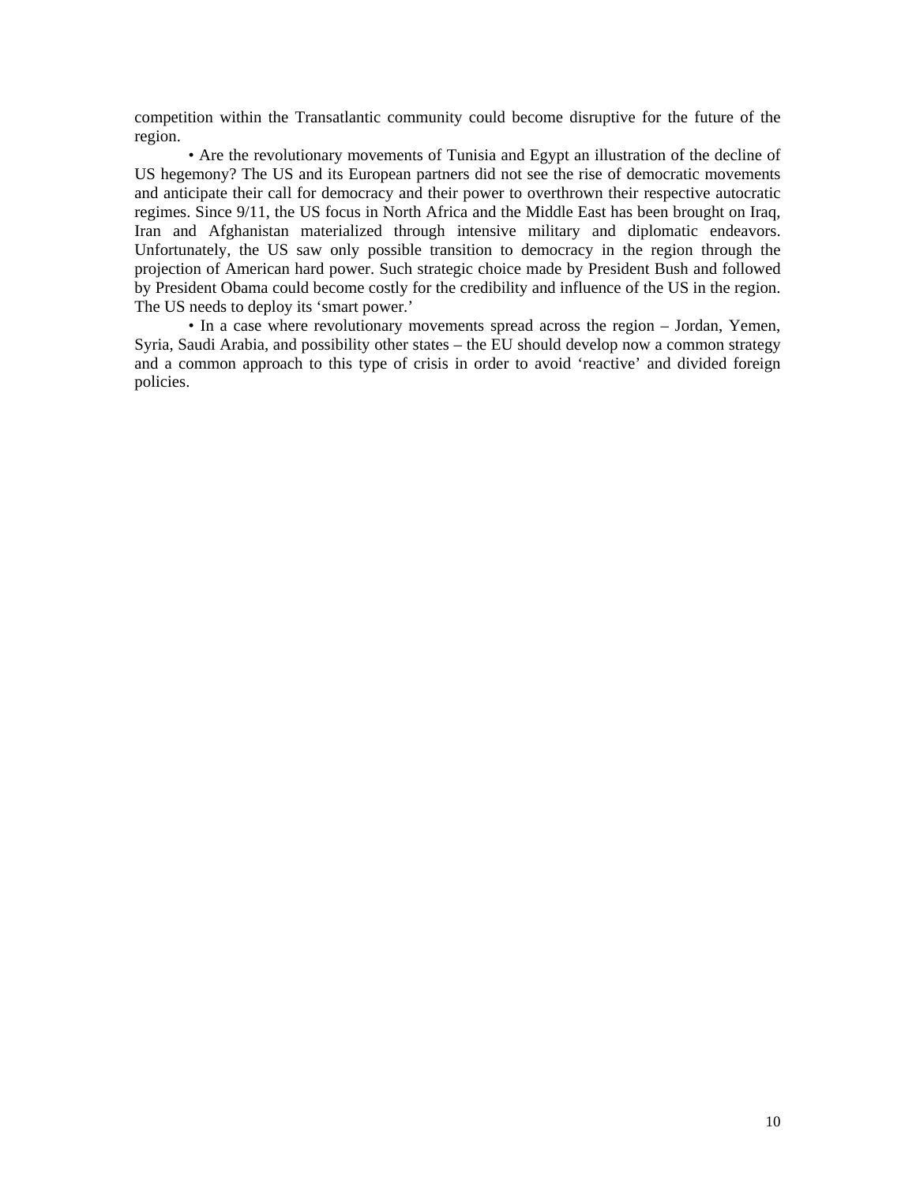competition within the Transatlantic community could become disruptive for the future of the region.

• Are the revolutionary movements of Tunisia and Egypt an illustration of the decline of US hegemony? The US and its European partners did not see the rise of democratic movements and anticipate their call for democracy and their power to overthrown their respective autocratic regimes. Since 9/11, the US focus in North Africa and the Middle East has been brought on Iraq, Iran and Afghanistan materialized through intensive military and diplomatic endeavors. Unfortunately, the US saw only possible transition to democracy in the region through the projection of American hard power. Such strategic choice made by President Bush and followed by President Obama could become costly for the credibility and influence of the US in the region. The US needs to deploy its 'smart power.'

• In a case where revolutionary movements spread across the region – Jordan, Yemen, Syria, Saudi Arabia, and possibility other states – the EU should develop now a common strategy and a common approach to this type of crisis in order to avoid 'reactive' and divided foreign policies.